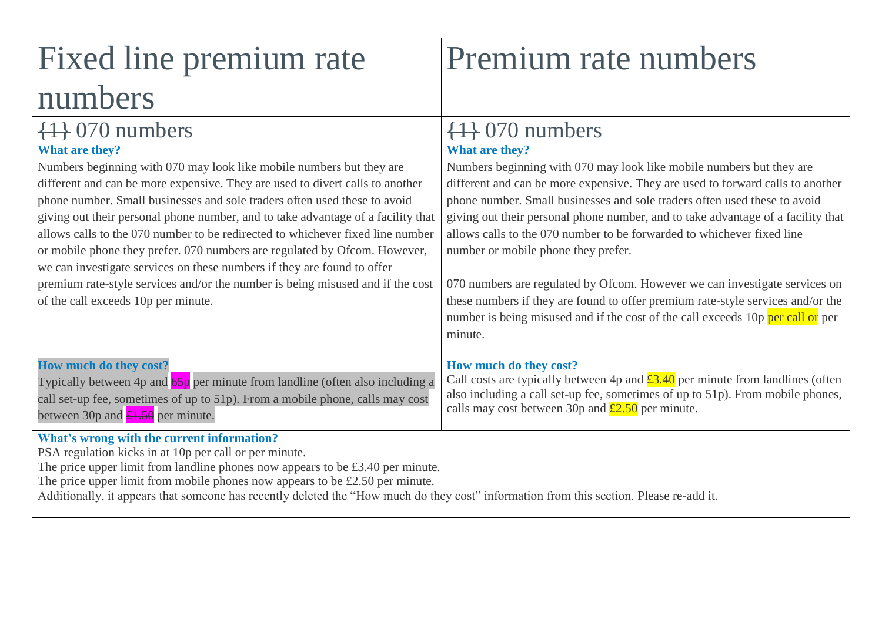| Fixed line premium rate numbers | Premium rate numbers |
|---|---|
| ~~{1}~~ 070 numbers<br>**What are they?**<br>Numbers beginning with 070 may look like mobile numbers but they are different and can be more expensive. They are used to divert calls to another phone number. Small businesses and sole traders often used these to avoid giving out their personal phone number, and to take advantage of a facility that allows calls to the 070 number to be redirected to whichever fixed line number or mobile phone they prefer. 070 numbers are regulated by Ofcom. However, we can investigate services on these numbers if they are found to offer premium rate-style services and/or the number is being misused and if the cost of the call exceeds 10p per minute.<br><br>**How much do they cost?**<br>Typically between 4p and ~~65p~~ per minute from landline (often also including a call set-up fee, sometimes of up to 51p). From a mobile phone, calls may cost between 30p and ~~£1.50~~ per minute. | ~~{1}~~ 070 numbers<br>**What are they?**<br>Numbers beginning with 070 may look like mobile numbers but they are different and can be more expensive. They are used to forward calls to another phone number. Small businesses and sole traders often used these to avoid giving out their personal phone number, and to take advantage of a facility that allows calls to the 070 number to be forwarded to whichever fixed line number or mobile phone they prefer.<br><br>070 numbers are regulated by Ofcom. However we can investigate services on these numbers if they are found to offer premium rate-style services and/or the number is being misused and if the cost of the call exceeds 10p per call or per minute.<br><br>**How much do they cost?**<br>Call costs are typically between 4p and £3.40 per minute from landlines (often also including a call set-up fee, sometimes of up to 51p). From mobile phones, calls may cost between 30p and £2.50 per minute. |
| **What's wrong with the current information?**<br>PSA regulation kicks in at 10p per call or per minute.<br>The price upper limit from landline phones now appears to be £3.40 per minute.<br>The price upper limit from mobile phones now appears to be £2.50 per minute.<br>Additionally, it appears that someone has recently deleted the "How much do they cost" information from this section. Please re-add it. | |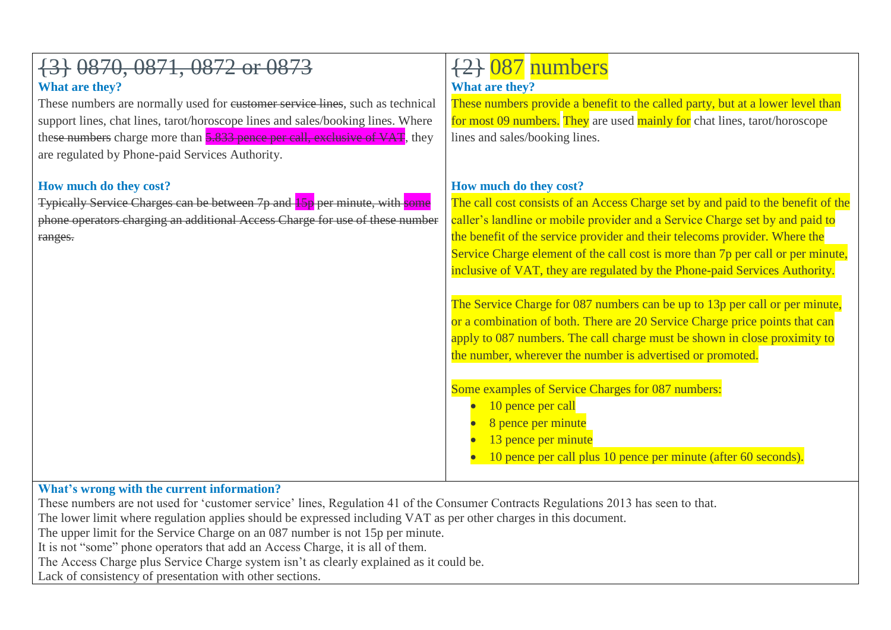| ~~{3}~~ ~~0870, 0871, 0872 or 0873~~ | ~~{2}~~ 087 numbers |
|---|---|
| **What are they?**<br>These numbers are normally used for ~~customer service lines~~, such as technical support lines, chat lines, tarot/horoscope lines and sales/booking lines. Where the~~se numbers~~ charge more than ~~5.833 pence per call, exclusive of VAT~~, they are regulated by Phone-paid Services Authority.<br><br>**How much do they cost?**<br>~~Typically Service Charges can be between 7p and 15p per minute, with some phone operators charging an additional Access Charge for use of these number ranges.~~ | **What are they?**<br>These numbers provide a benefit to the called party, but at a lower level than for most 09 numbers. They are used mainly for chat lines, tarot/horoscope lines and sales/booking lines.<br><br>**How much do they cost?**<br>The call cost consists of an Access Charge set by and paid to the benefit of the caller's landline or mobile provider and a Service Charge set by and paid to the benefit of the service provider and their telecoms provider. Where the Service Charge element of the call cost is more than 7p per call or per minute, inclusive of VAT, they are regulated by the Phone-paid Services Authority.<br><br>The Service Charge for 087 numbers can be up to 13p per call or per minute, or a combination of both. There are 20 Service Charge price points that can apply to 087 numbers. The call charge must be shown in close proximity to the number, wherever the number is advertised or promoted.<br><br>Some examples of Service Charges for 087 numbers:<br>• 10 pence per call<br>• 8 pence per minute<br>• 13 pence per minute<br>• 10 pence per call plus 10 pence per minute (after 60 seconds). |

**What's wrong with the current information?**

These numbers are not used for 'customer service' lines, Regulation 41 of the Consumer Contracts Regulations 2013 has seen to that.
The lower limit where regulation applies should be expressed including VAT as per other charges in this document.
The upper limit for the Service Charge on an 087 number is not 15p per minute.
It is not "some" phone operators that add an Access Charge, it is all of them.
The Access Charge plus Service Charge system isn't as clearly explained as it could be.
Lack of consistency of presentation with other sections.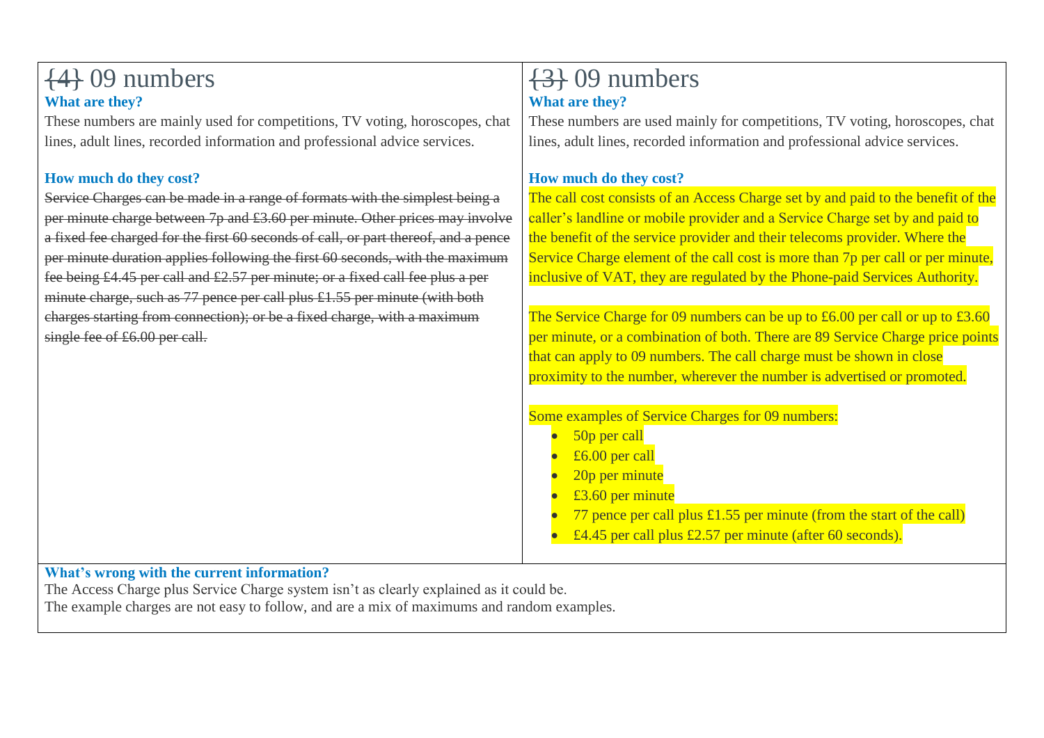| ~~{4}~~ 09 numbers | ~~{3}~~ 09 numbers |
| --- | --- |
| **What are they?**<br>These numbers are mainly used for competitions, TV voting, horoscopes, chat lines, adult lines, recorded information and professional advice services.<br><br>**How much do they cost?**<br>~~Service Charges can be made in a range of formats with the simplest being a per minute charge between 7p and £3.60 per minute. Other prices may involve a fixed fee charged for the first 60 seconds of call, or part thereof, and a pence per minute duration applies following the first 60 seconds, with the maximum fee being £4.45 per call and £2.57 per minute; or a fixed call fee plus a per minute charge, such as 77 pence per call plus £1.55 per minute (with both charges starting from connection); or be a fixed charge, with a maximum single fee of £6.00 per call.~~ | **What are they?**<br>These numbers are used mainly for competitions, TV voting, horoscopes, chat lines, adult lines, recorded information and professional advice services.<br><br>**How much do they cost?**<br>The call cost consists of an Access Charge set by and paid to the benefit of the caller's landline or mobile provider and a Service Charge set by and paid to the benefit of the service provider and their telecoms provider. Where the Service Charge element of the call cost is more than 7p per call or per minute, inclusive of VAT, they are regulated by the Phone-paid Services Authority.<br><br>The Service Charge for 09 numbers can be up to £6.00 per call or up to £3.60 per minute, or a combination of both. There are 89 Service Charge price points that can apply to 09 numbers. The call charge must be shown in close proximity to the number, wherever the number is advertised or promoted.<br><br>Some examples of Service Charges for 09 numbers:<br>• 50p per call<br>• £6.00 per call<br>• 20p per minute<br>• £3.60 per minute<br>• 77 pence per call plus £1.55 per minute (from the start of the call)<br>• £4.45 per call plus £2.57 per minute (after 60 seconds). |

**What's wrong with the current information?**

The Access Charge plus Service Charge system isn't as clearly explained as it could be.

The example charges are not easy to follow, and are a mix of maximums and random examples.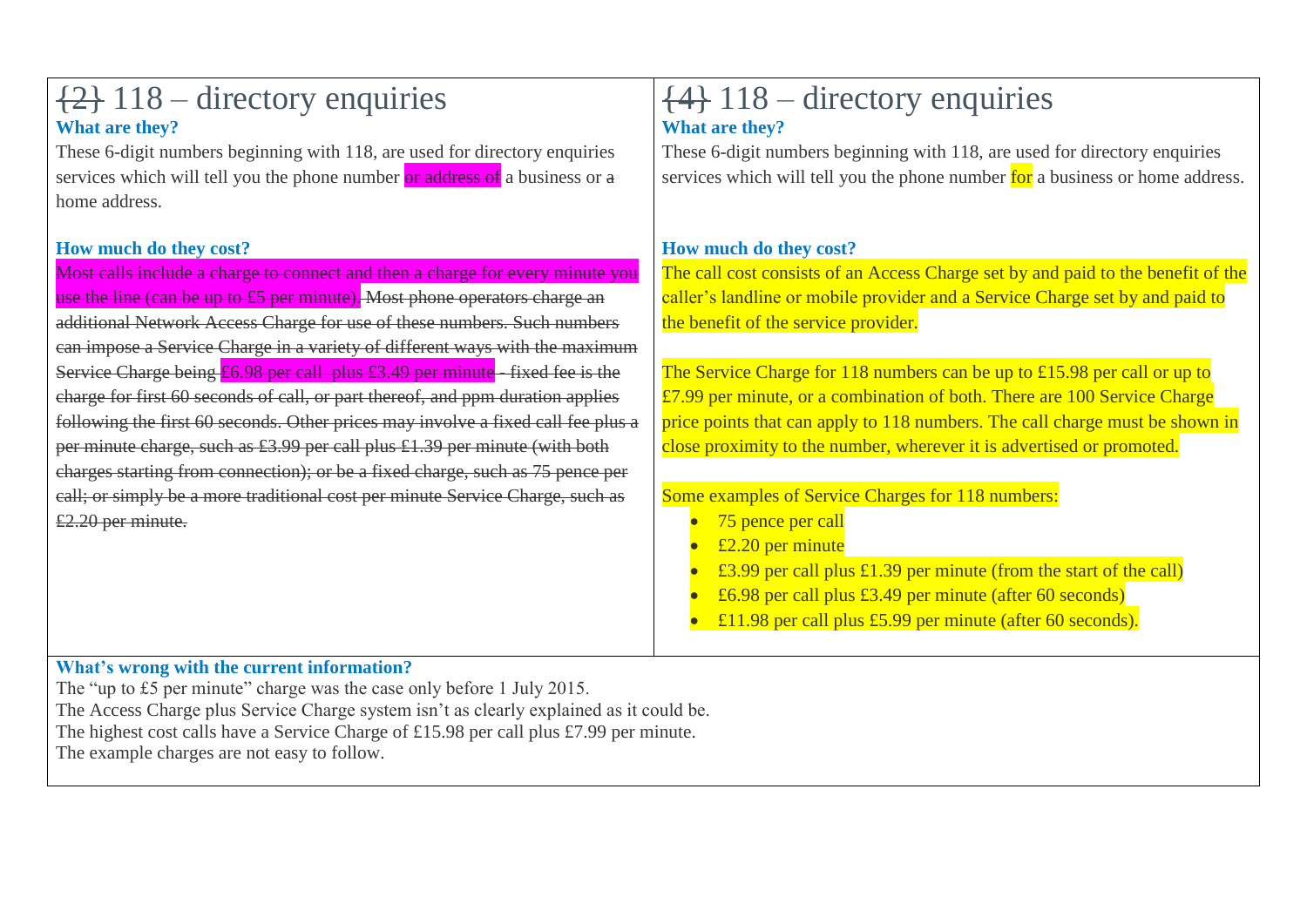| ~~{2}~~ 118 – directory enquiries | ~~{4}~~ 118 – directory enquiries |
| --- | --- |
| **What are they?**<br>These 6-digit numbers beginning with 118, are used for directory enquiries services which will tell you the phone number ~~or address of~~ a business or ~~a~~ home address.<br><br>**How much do they cost?**<br>~~Most calls include a charge to connect and then a charge for every minute you use the line (can be up to £5 per minute). Most phone operators charge an additional Network Access Charge for use of these numbers. Such numbers can impose a Service Charge in a variety of different ways with the maximum Service Charge being £6.98 per call plus £3.49 per minute - fixed fee is the charge for first 60 seconds of call, or part thereof, and ppm duration applies following the first 60 seconds. Other prices may involve a fixed call fee plus a per minute charge, such as £3.99 per call plus £1.39 per minute (with both charges starting from connection); or be a fixed charge, such as 75 pence per call; or simply be a more traditional cost per minute Service Charge, such as £2.20 per minute.~~ | **What are they?**<br>These 6-digit numbers beginning with 118, are used for directory enquiries services which will tell you the phone number for a business or home address.<br><br>**How much do they cost?**<br>The call cost consists of an Access Charge set by and paid to the benefit of the caller's landline or mobile provider and a Service Charge set by and paid to the benefit of the service provider.<br><br>The Service Charge for 118 numbers can be up to £15.98 per call or up to £7.99 per minute, or a combination of both. There are 100 Service Charge price points that can apply to 118 numbers. The call charge must be shown in close proximity to the number, wherever it is advertised or promoted.<br><br>Some examples of Service Charges for 118 numbers:<br>• 75 pence per call<br>• £2.20 per minute<br>• £3.99 per call plus £1.39 per minute (from the start of the call)<br>• £6.98 per call plus £3.49 per minute (after 60 seconds)<br>• £11.98 per call plus £5.99 per minute (after 60 seconds). |

**What's wrong with the current information?**

The "up to £5 per minute" charge was the case only before 1 July 2015.
The Access Charge plus Service Charge system isn't as clearly explained as it could be.
The highest cost calls have a Service Charge of £15.98 per call plus £7.99 per minute.
The example charges are not easy to follow.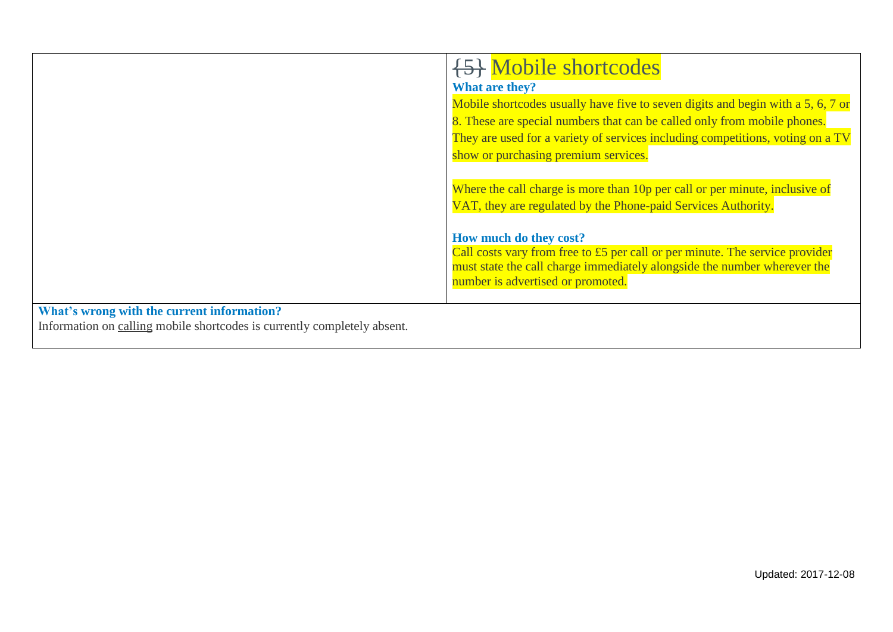| | |
|---|---|
| | ~~{5}~~ Mobile shortcodes<br>**What are they?**<br>Mobile shortcodes usually have five to seven digits and begin with a 5, 6, 7 or 8. These are special numbers that can be called only from mobile phones. They are used for a variety of services including competitions, voting on a TV show or purchasing premium services.<br><br>Where the call charge is more than 10p per call or per minute, inclusive of VAT, they are regulated by the Phone-paid Services Authority.<br><br>**How much do they cost?**<br>Call costs vary from free to £5 per call or per minute. The service provider must state the call charge immediately alongside the number wherever the number is advertised or promoted. |

**What's wrong with the current information?**
Information on calling mobile shortcodes is currently completely absent.

Updated: 2017-12-08